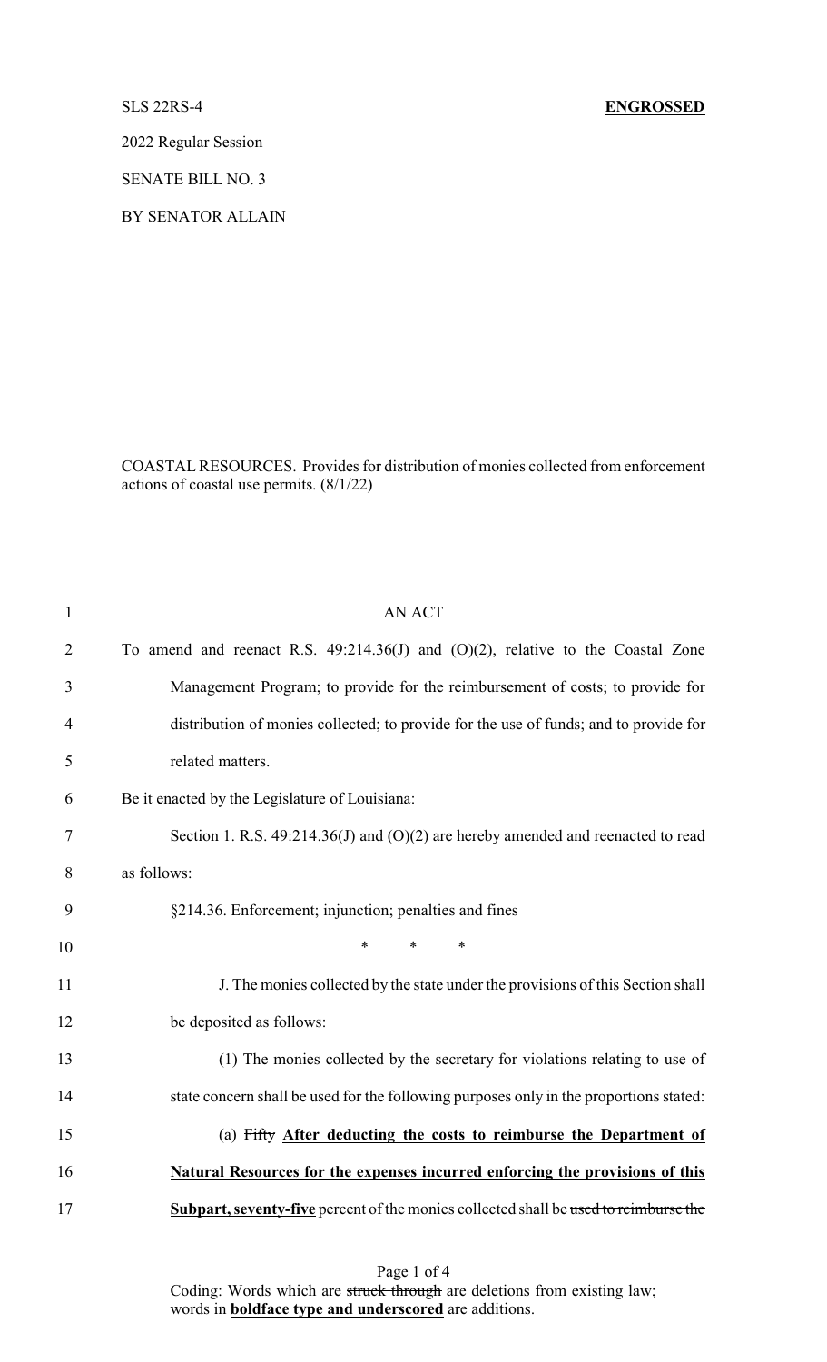SLS 22RS-4 **ENGROSSED**

2022 Regular Session

SENATE BILL NO. 3

BY SENATOR ALLAIN

COASTAL RESOURCES. Provides for distribution of monies collected from enforcement actions of coastal use permits. (8/1/22)

AN ACT

To amend and reenact R.S. 49:214.36(J) and (O)(2), relative to the Coastal Zone Management Program; to provide for the reimbursement of costs; to provide for distribution of monies collected; to provide for the use of funds; and to provide for related matters.

Be it enacted by the Legislature of Louisiana:

Section 1. R.S. 49:214.36(J) and (O)(2) are hereby amended and reenacted to read as follows:

§214.36. Enforcement; injunction; penalties and fines

\* \* \*

J. The monies collected by the state under the provisions of this Section shall be deposited as follows:

(1) The monies collected by the secretary for violations relating to use of state concern shall be used for the following purposes only in the proportions stated:

(a) ~~Fifty~~ **<u>After deducting the costs to reimburse the Department of Natural Resources for the expenses incurred enforcing the provisions of this Subpart, seventy-five</u>** percent of the monies collected shall be ~~used to reimburse the~~

Coding: Words which are ~~struck through~~ are deletions from existing law; words in **<u>boldface type and underscored</u>** are additions.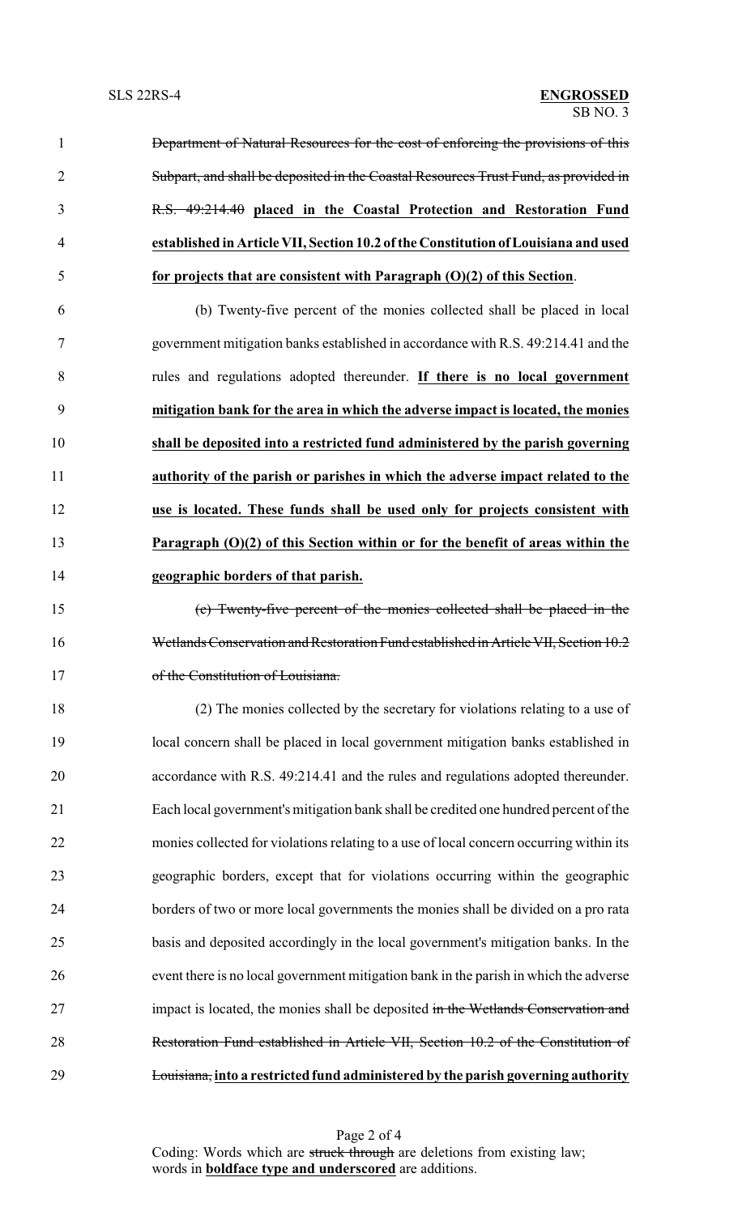~~Department of Natural Resources for the cost of enforcing the provisions of this Subpart, and shall be deposited in the Coastal Resources Trust Fund, as provided in R.S. 49:214.40~~ **<u>placed in the Coastal Protection and Restoration Fund established in Article VII, Section 10.2 of the Constitution of Louisiana and used for projects that are consistent with Paragraph (O)(2) of this Section</u>**.

(b) Twenty-five percent of the monies collected shall be placed in local government mitigation banks established in accordance with R.S. 49:214.41 and the rules and regulations adopted thereunder. **<u>If there is no local government mitigation bank for the area in which the adverse impact is located, the monies shall be deposited into a restricted fund administered by the parish governing authority of the parish or parishes in which the adverse impact related to the use is located. These funds shall be used only for projects consistent with Paragraph (O)(2) of this Section within or for the benefit of areas within the geographic borders of that parish.</u>**

~~(c) Twenty-five percent of the monies collected shall be placed in the Wetlands Conservation and Restoration Fund established in Article VII, Section 10.2 of the Constitution of Louisiana.~~

(2) The monies collected by the secretary for violations relating to a use of local concern shall be placed in local government mitigation banks established in accordance with R.S. 49:214.41 and the rules and regulations adopted thereunder. Each local government's mitigation bank shall be credited one hundred percent of the monies collected for violations relating to a use of local concern occurring within its geographic borders, except that for violations occurring within the geographic borders of two or more local governments the monies shall be divided on a pro rata basis and deposited accordingly in the local government's mitigation banks. In the event there is no local government mitigation bank in the parish in which the adverse impact is located, the monies shall be deposited ~~in the Wetlands Conservation and Restoration Fund established in Article VII, Section 10.2 of the Constitution of Louisiana,~~ **<u>into a restricted fund administered by the parish governing authority</u>**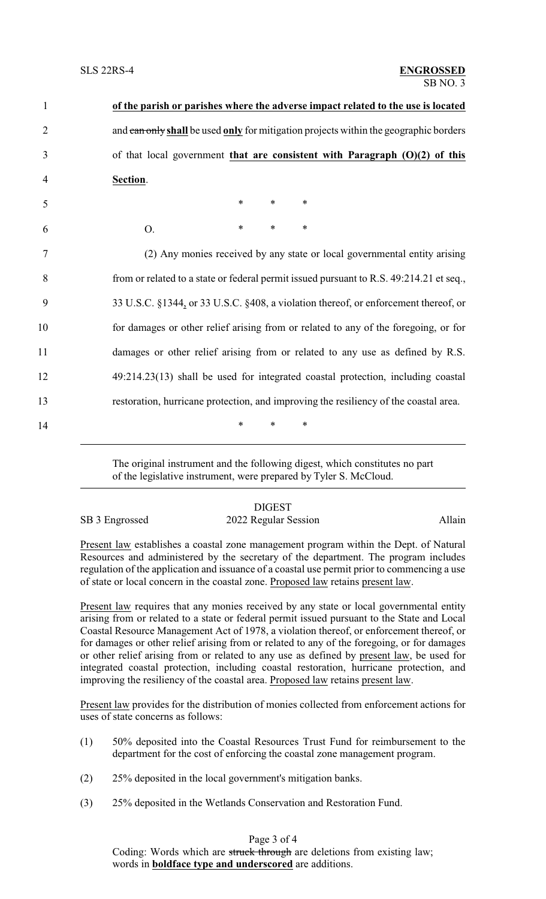**of the parish or parishes where the adverse impact related to the use is located** and ~~can only~~ **shall** be used **only** for mitigation projects within the geographic borders of that local government **that are consistent with Paragraph (O)(2) of this Section**.

\* \* \*

O. \* \* \*

(2) Any monies received by any state or local governmental entity arising from or related to a state or federal permit issued pursuant to R.S. 49:214.21 et seq., 33 U.S.C. §1344**,** or 33 U.S.C. §408, a violation thereof, or enforcement thereof, or for damages or other relief arising from or related to any of the foregoing, or for damages or other relief arising from or related to any use as defined by R.S. 49:214.23(13) shall be used for integrated coastal protection, including coastal restoration, hurricane protection, and improving the resiliency of the coastal area.

\* \* \*

---

The original instrument and the following digest, which constitutes no part of the legislative instrument, were prepared by Tyler S. McCloud.

---

DIGEST

SB 3 Engrossed — 2022 Regular Session — Allain

Present law establishes a coastal zone management program within the Dept. of Natural Resources and administered by the secretary of the department. The program includes regulation of the application and issuance of a coastal use permit prior to commencing a use of state or local concern in the coastal zone. Proposed law retains present law.

Present law requires that any monies received by any state or local governmental entity arising from or related to a state or federal permit issued pursuant to the State and Local Coastal Resource Management Act of 1978, a violation thereof, or enforcement thereof, or for damages or other relief arising from or related to any of the foregoing, or for damages or other relief arising from or related to any use as defined by present law, be used for integrated coastal protection, including coastal restoration, hurricane protection, and improving the resiliency of the coastal area. Proposed law retains present law.

Present law provides for the distribution of monies collected from enforcement actions for uses of state concerns as follows:

(1) 50% deposited into the Coastal Resources Trust Fund for reimbursement to the department for the cost of enforcing the coastal zone management program.

(2) 25% deposited in the local government's mitigation banks.

(3) 25% deposited in the Wetlands Conservation and Restoration Fund.

Coding: Words which are ~~struck through~~ are deletions from existing law; words in **boldface type and underscored** are additions.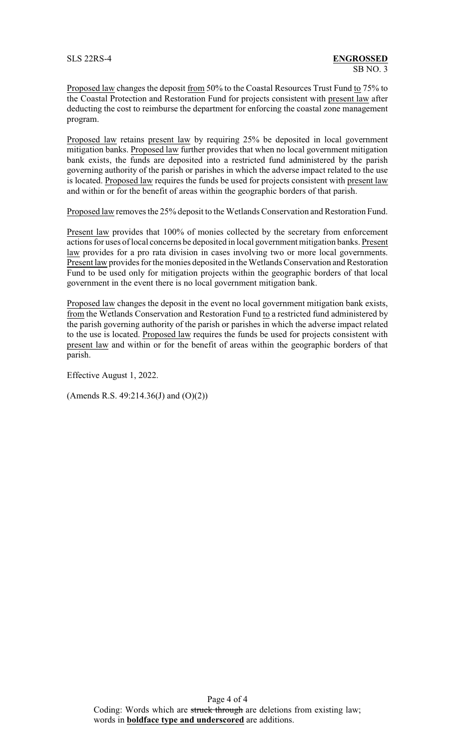Proposed law changes the deposit from 50% to the Coastal Resources Trust Fund to 75% to the Coastal Protection and Restoration Fund for projects consistent with present law after deducting the cost to reimburse the department for enforcing the coastal zone management program.

Proposed law retains present law by requiring 25% be deposited in local government mitigation banks. Proposed law further provides that when no local government mitigation bank exists, the funds are deposited into a restricted fund administered by the parish governing authority of the parish or parishes in which the adverse impact related to the use is located. Proposed law requires the funds be used for projects consistent with present law and within or for the benefit of areas within the geographic borders of that parish.

Proposed law removes the 25% deposit to the Wetlands Conservation and Restoration Fund.

Present law provides that 100% of monies collected by the secretary from enforcement actions for uses of local concerns be deposited in local government mitigation banks. Present law provides for a pro rata division in cases involving two or more local governments. Present law provides for the monies deposited in the Wetlands Conservation and Restoration Fund to be used only for mitigation projects within the geographic borders of that local government in the event there is no local government mitigation bank.

Proposed law changes the deposit in the event no local government mitigation bank exists, from the Wetlands Conservation and Restoration Fund to a restricted fund administered by the parish governing authority of the parish or parishes in which the adverse impact related to the use is located. Proposed law requires the funds be used for projects consistent with present law and within or for the benefit of areas within the geographic borders of that parish.

Effective August 1, 2022.

(Amends R.S. 49:214.36(J) and (O)(2))